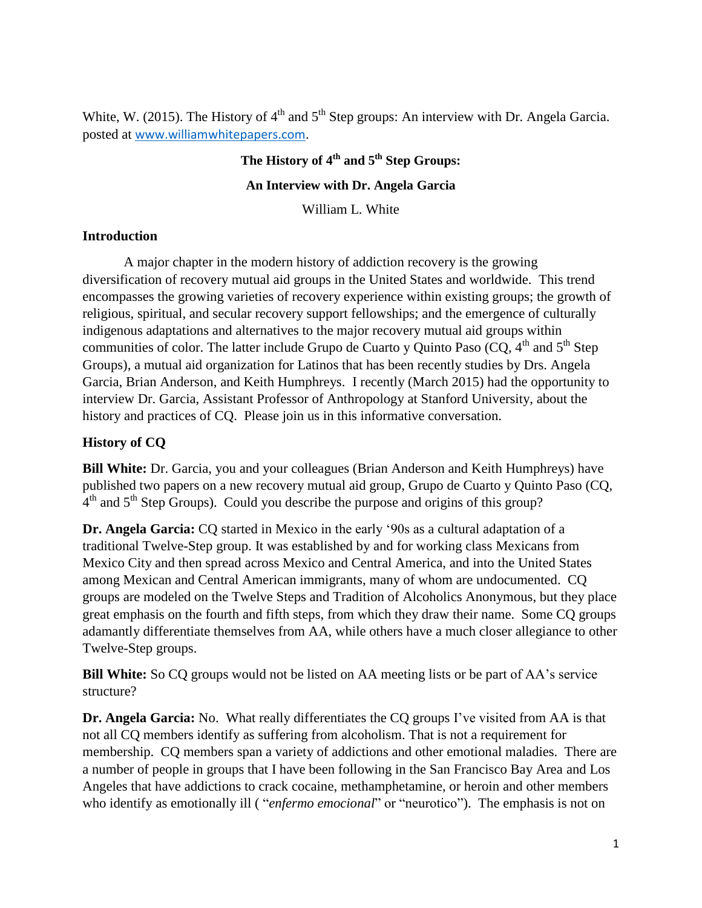White, W. (2015). The History of 4th and 5th Step groups: An interview with Dr. Angela Garcia. posted at www.williamwhitepapers.com.

# The History of 4th and 5th Step Groups:

## An Interview with Dr. Angela Garcia

William L. White

## Introduction

A major chapter in the modern history of addiction recovery is the growing diversification of recovery mutual aid groups in the United States and worldwide. This trend encompasses the growing varieties of recovery experience within existing groups; the growth of religious, spiritual, and secular recovery support fellowships; and the emergence of culturally indigenous adaptations and alternatives to the major recovery mutual aid groups within communities of color. The latter include Grupo de Cuarto y Quinto Paso (CQ, 4th and 5th Step Groups), a mutual aid organization for Latinos that has been recently studies by Drs. Angela Garcia, Brian Anderson, and Keith Humphreys. I recently (March 2015) had the opportunity to interview Dr. Garcia, Assistant Professor of Anthropology at Stanford University, about the history and practices of CQ. Please join us in this informative conversation.

## History of CQ

**Bill White:** Dr. Garcia, you and your colleagues (Brian Anderson and Keith Humphreys) have published two papers on a new recovery mutual aid group, Grupo de Cuarto y Quinto Paso (CQ, 4th and 5th Step Groups). Could you describe the purpose and origins of this group?

**Dr. Angela Garcia:** CQ started in Mexico in the early '90s as a cultural adaptation of a traditional Twelve-Step group. It was established by and for working class Mexicans from Mexico City and then spread across Mexico and Central America, and into the United States among Mexican and Central American immigrants, many of whom are undocumented. CQ groups are modeled on the Twelve Steps and Tradition of Alcoholics Anonymous, but they place great emphasis on the fourth and fifth steps, from which they draw their name. Some CQ groups adamantly differentiate themselves from AA, while others have a much closer allegiance to other Twelve-Step groups.

**Bill White:** So CQ groups would not be listed on AA meeting lists or be part of AA's service structure?

**Dr. Angela Garcia:** No. What really differentiates the CQ groups I've visited from AA is that not all CQ members identify as suffering from alcoholism. That is not a requirement for membership. CQ members span a variety of addictions and other emotional maladies. There are a number of people in groups that I have been following in the San Francisco Bay Area and Los Angeles that have addictions to crack cocaine, methamphetamine, or heroin and other members who identify as emotionally ill ( "*enfermo emocional*" or "neurotico"). The emphasis is not on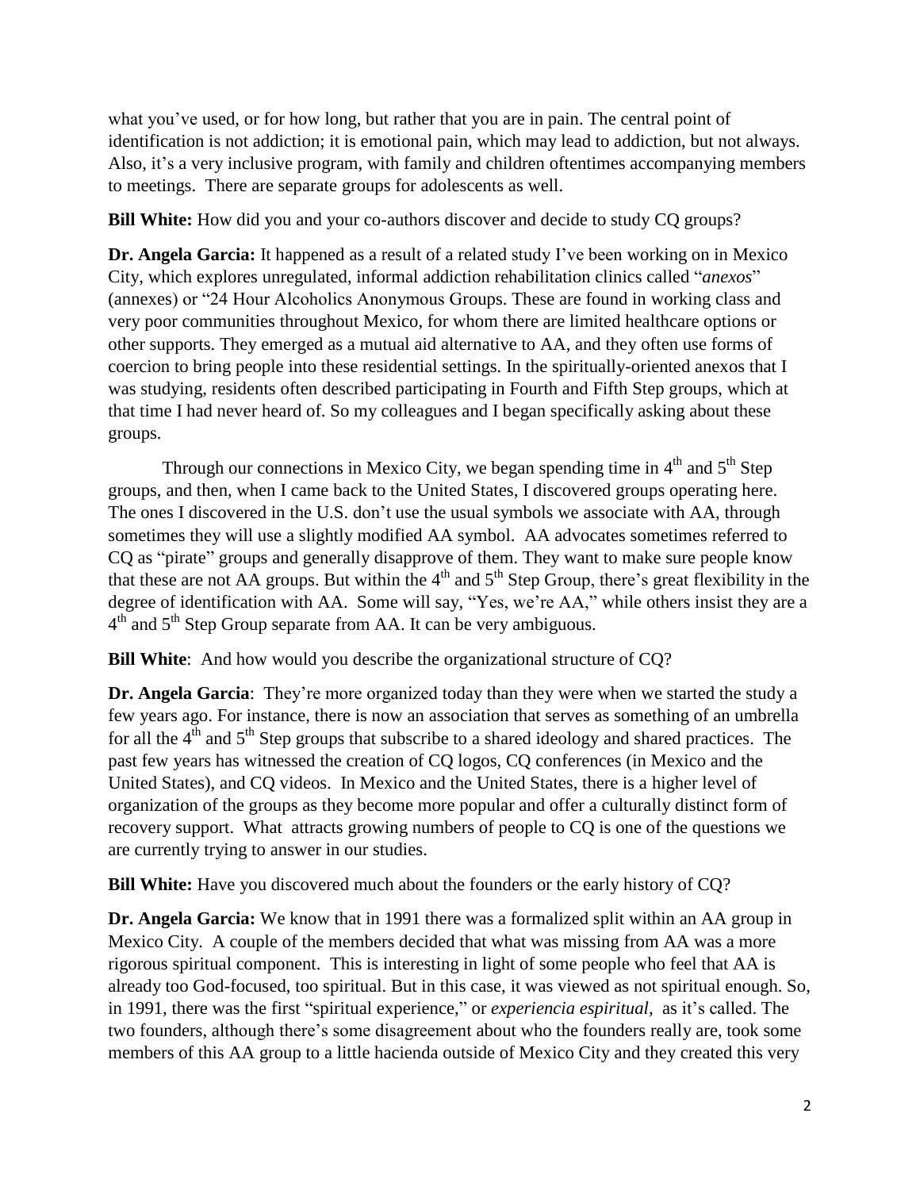what you've used, or for how long, but rather that you are in pain. The central point of identification is not addiction; it is emotional pain, which may lead to addiction, but not always. Also, it's a very inclusive program, with family and children oftentimes accompanying members to meetings. There are separate groups for adolescents as well.

**Bill White:** How did you and your co-authors discover and decide to study CQ groups?

**Dr. Angela Garcia:** It happened as a result of a related study I've been working on in Mexico City, which explores unregulated, informal addiction rehabilitation clinics called "*anexos*" (annexes) or "24 Hour Alcoholics Anonymous Groups. These are found in working class and very poor communities throughout Mexico, for whom there are limited healthcare options or other supports. They emerged as a mutual aid alternative to AA, and they often use forms of coercion to bring people into these residential settings. In the spiritually-oriented anexos that I was studying, residents often described participating in Fourth and Fifth Step groups, which at that time I had never heard of. So my colleagues and I began specifically asking about these groups.

Through our connections in Mexico City, we began spending time in 4th and 5th Step groups, and then, when I came back to the United States, I discovered groups operating here. The ones I discovered in the U.S. don't use the usual symbols we associate with AA, through sometimes they will use a slightly modified AA symbol. AA advocates sometimes referred to CQ as "pirate" groups and generally disapprove of them. They want to make sure people know that these are not AA groups. But within the 4th and 5th Step Group, there's great flexibility in the degree of identification with AA. Some will say, "Yes, we're AA," while others insist they are a 4th and 5th Step Group separate from AA. It can be very ambiguous.

**Bill White**: And how would you describe the organizational structure of CQ?

**Dr. Angela Garcia**: They're more organized today than they were when we started the study a few years ago. For instance, there is now an association that serves as something of an umbrella for all the 4th and 5th Step groups that subscribe to a shared ideology and shared practices. The past few years has witnessed the creation of CQ logos, CQ conferences (in Mexico and the United States), and CQ videos. In Mexico and the United States, there is a higher level of organization of the groups as they become more popular and offer a culturally distinct form of recovery support. What attracts growing numbers of people to CQ is one of the questions we are currently trying to answer in our studies.

**Bill White:** Have you discovered much about the founders or the early history of CQ?

**Dr. Angela Garcia:** We know that in 1991 there was a formalized split within an AA group in Mexico City. A couple of the members decided that what was missing from AA was a more rigorous spiritual component. This is interesting in light of some people who feel that AA is already too God-focused, too spiritual. But in this case, it was viewed as not spiritual enough. So, in 1991, there was the first "spiritual experience," or *experiencia espiritual*, as it's called. The two founders, although there's some disagreement about who the founders really are, took some members of this AA group to a little hacienda outside of Mexico City and they created this very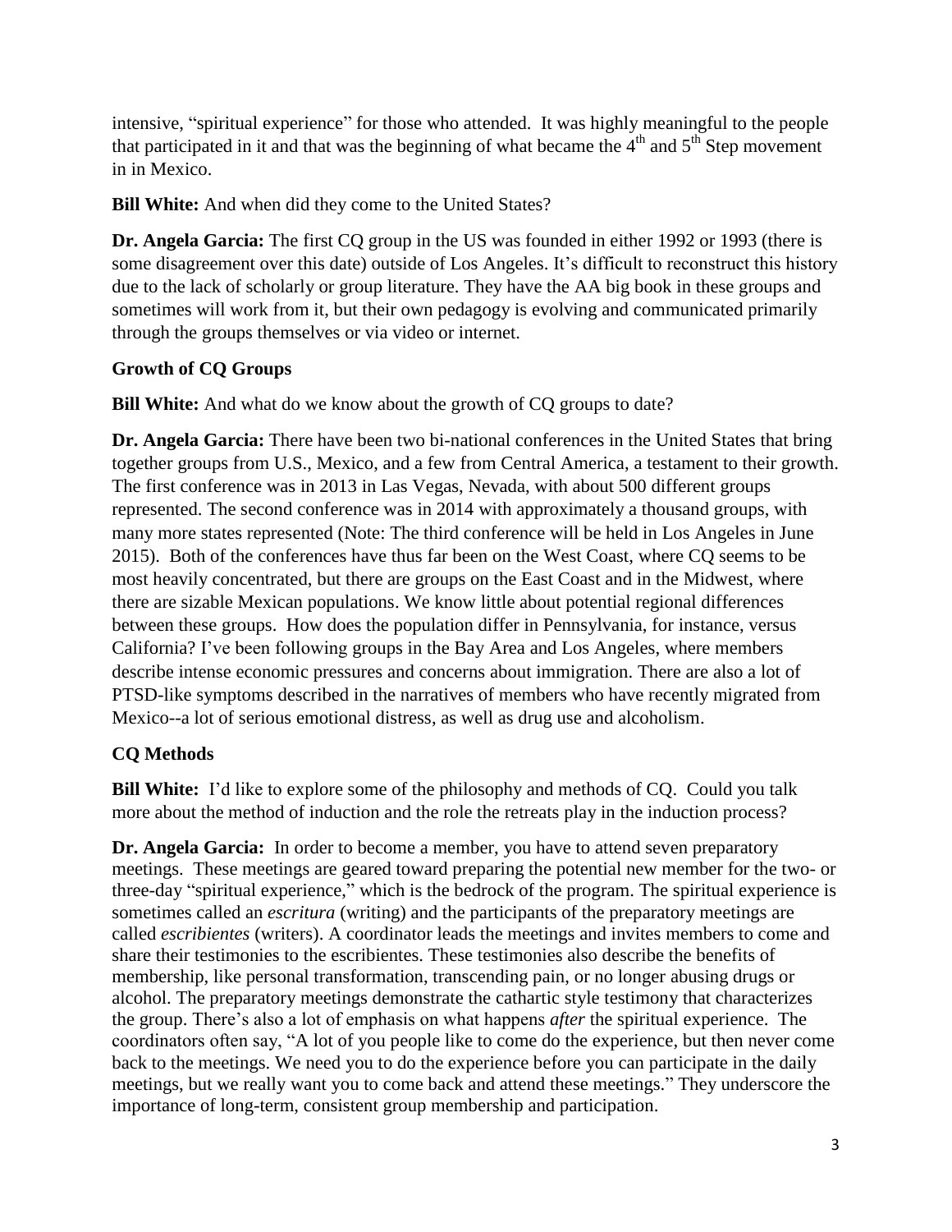intensive, "spiritual experience" for those who attended. It was highly meaningful to the people that participated in it and that was the beginning of what became the 4th and 5th Step movement in in Mexico.

**Bill White:** And when did they come to the United States?

**Dr. Angela Garcia:** The first CQ group in the US was founded in either 1992 or 1993 (there is some disagreement over this date) outside of Los Angeles. It's difficult to reconstruct this history due to the lack of scholarly or group literature. They have the AA big book in these groups and sometimes will work from it, but their own pedagogy is evolving and communicated primarily through the groups themselves or via video or internet.

## Growth of CQ Groups

**Bill White:** And what do we know about the growth of CQ groups to date?

**Dr. Angela Garcia:** There have been two bi-national conferences in the United States that bring together groups from U.S., Mexico, and a few from Central America, a testament to their growth. The first conference was in 2013 in Las Vegas, Nevada, with about 500 different groups represented. The second conference was in 2014 with approximately a thousand groups, with many more states represented (Note: The third conference will be held in Los Angeles in June 2015). Both of the conferences have thus far been on the West Coast, where CQ seems to be most heavily concentrated, but there are groups on the East Coast and in the Midwest, where there are sizable Mexican populations. We know little about potential regional differences between these groups. How does the population differ in Pennsylvania, for instance, versus California? I've been following groups in the Bay Area and Los Angeles, where members describe intense economic pressures and concerns about immigration. There are also a lot of PTSD-like symptoms described in the narratives of members who have recently migrated from Mexico--a lot of serious emotional distress, as well as drug use and alcoholism.

## CQ Methods

**Bill White:** I'd like to explore some of the philosophy and methods of CQ. Could you talk more about the method of induction and the role the retreats play in the induction process?

**Dr. Angela Garcia:** In order to become a member, you have to attend seven preparatory meetings. These meetings are geared toward preparing the potential new member for the two- or three-day "spiritual experience," which is the bedrock of the program. The spiritual experience is sometimes called an *escritura* (writing) and the participants of the preparatory meetings are called *escribientes* (writers). A coordinator leads the meetings and invites members to come and share their testimonies to the escribientes. These testimonies also describe the benefits of membership, like personal transformation, transcending pain, or no longer abusing drugs or alcohol. The preparatory meetings demonstrate the cathartic style testimony that characterizes the group. There's also a lot of emphasis on what happens *after* the spiritual experience. The coordinators often say, "A lot of you people like to come do the experience, but then never come back to the meetings. We need you to do the experience before you can participate in the daily meetings, but we really want you to come back and attend these meetings." They underscore the importance of long-term, consistent group membership and participation.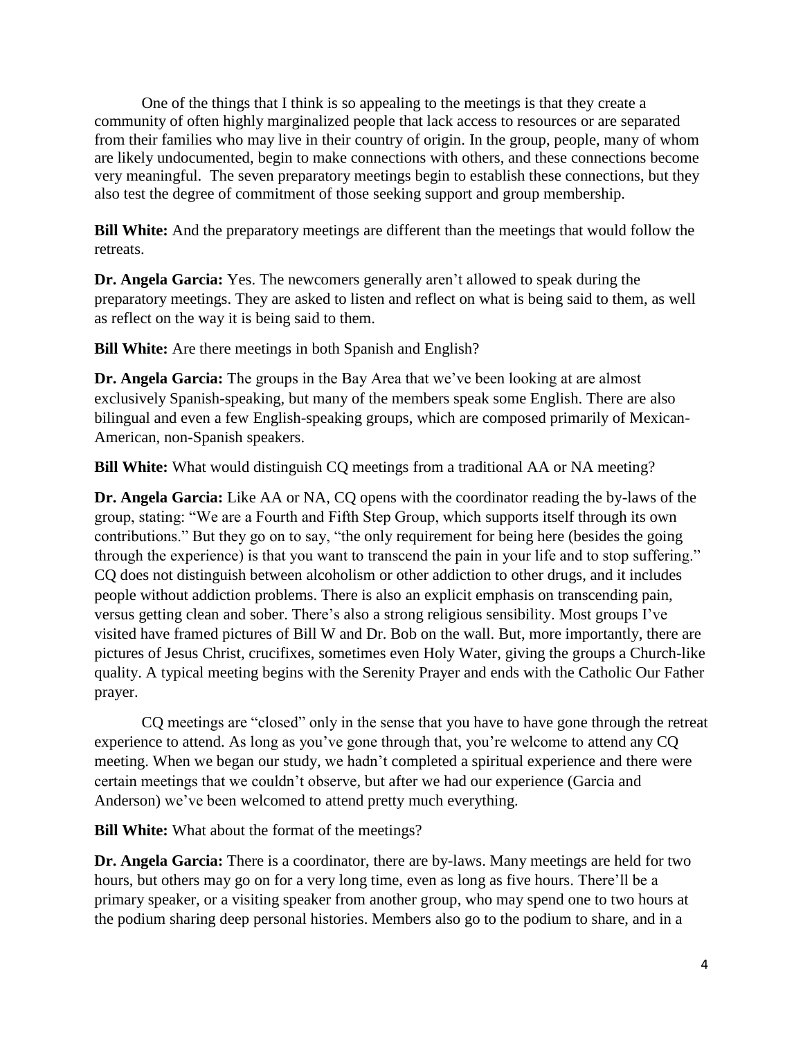One of the things that I think is so appealing to the meetings is that they create a community of often highly marginalized people that lack access to resources or are separated from their families who may live in their country of origin. In the group, people, many of whom are likely undocumented, begin to make connections with others, and these connections become very meaningful. The seven preparatory meetings begin to establish these connections, but they also test the degree of commitment of those seeking support and group membership.

**Bill White:** And the preparatory meetings are different than the meetings that would follow the retreats.

**Dr. Angela Garcia:** Yes. The newcomers generally aren't allowed to speak during the preparatory meetings. They are asked to listen and reflect on what is being said to them, as well as reflect on the way it is being said to them.

**Bill White:** Are there meetings in both Spanish and English?

**Dr. Angela Garcia:** The groups in the Bay Area that we've been looking at are almost exclusively Spanish-speaking, but many of the members speak some English. There are also bilingual and even a few English-speaking groups, which are composed primarily of Mexican-American, non-Spanish speakers.

**Bill White:** What would distinguish CQ meetings from a traditional AA or NA meeting?

**Dr. Angela Garcia:** Like AA or NA, CQ opens with the coordinator reading the by-laws of the group, stating: "We are a Fourth and Fifth Step Group, which supports itself through its own contributions." But they go on to say, "the only requirement for being here (besides the going through the experience) is that you want to transcend the pain in your life and to stop suffering." CQ does not distinguish between alcoholism or other addiction to other drugs, and it includes people without addiction problems. There is also an explicit emphasis on transcending pain, versus getting clean and sober. There's also a strong religious sensibility. Most groups I've visited have framed pictures of Bill W and Dr. Bob on the wall. But, more importantly, there are pictures of Jesus Christ, crucifixes, sometimes even Holy Water, giving the groups a Church-like quality. A typical meeting begins with the Serenity Prayer and ends with the Catholic Our Father prayer.

CQ meetings are "closed" only in the sense that you have to have gone through the retreat experience to attend. As long as you've gone through that, you're welcome to attend any CQ meeting. When we began our study, we hadn't completed a spiritual experience and there were certain meetings that we couldn't observe, but after we had our experience (Garcia and Anderson) we've been welcomed to attend pretty much everything.

**Bill White:** What about the format of the meetings?

**Dr. Angela Garcia:** There is a coordinator, there are by-laws. Many meetings are held for two hours, but others may go on for a very long time, even as long as five hours. There'll be a primary speaker, or a visiting speaker from another group, who may spend one to two hours at the podium sharing deep personal histories. Members also go to the podium to share, and in a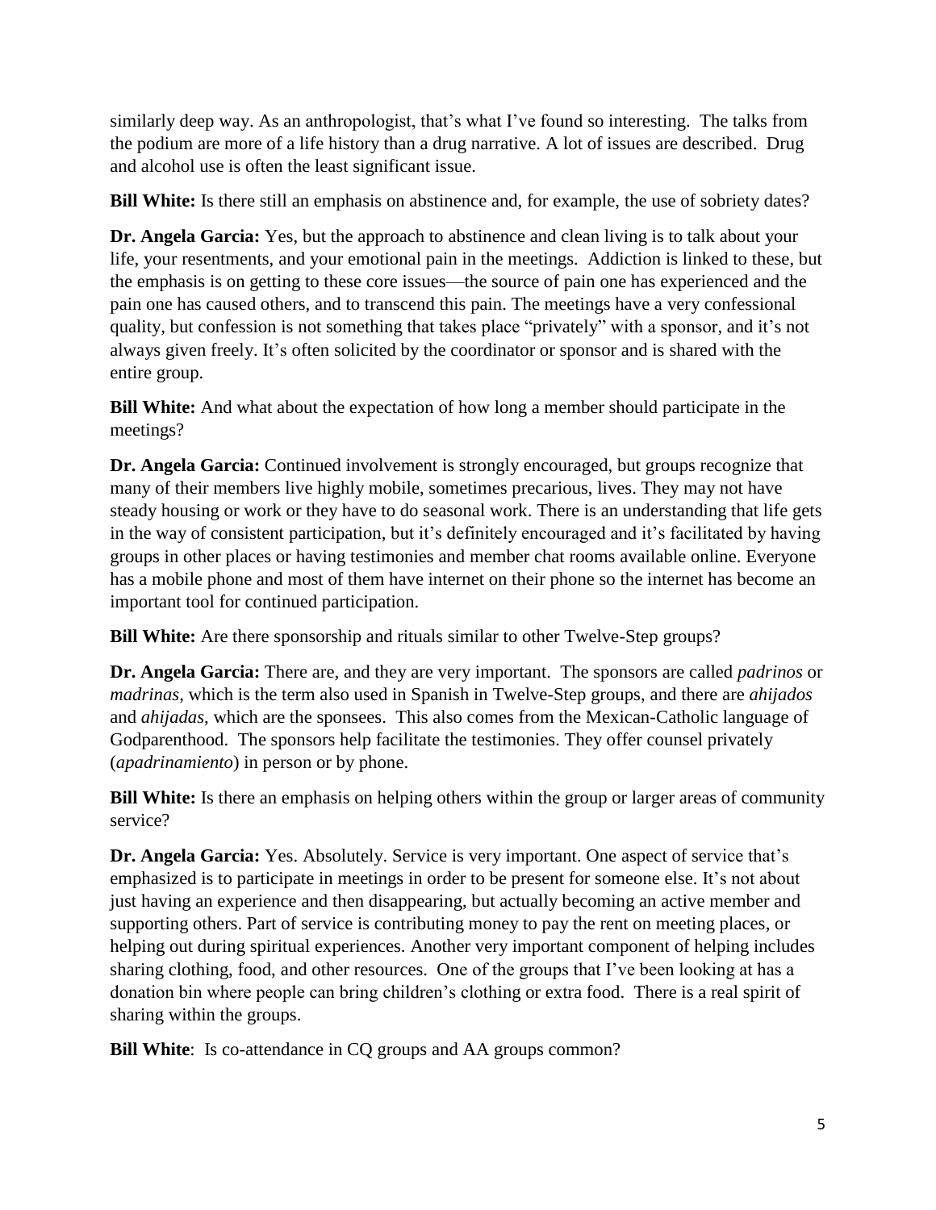similarly deep way. As an anthropologist, that's what I've found so interesting. The talks from the podium are more of a life history than a drug narrative. A lot of issues are described. Drug and alcohol use is often the least significant issue.

**Bill White:** Is there still an emphasis on abstinence and, for example, the use of sobriety dates?

**Dr. Angela Garcia:** Yes, but the approach to abstinence and clean living is to talk about your life, your resentments, and your emotional pain in the meetings. Addiction is linked to these, but the emphasis is on getting to these core issues—the source of pain one has experienced and the pain one has caused others, and to transcend this pain. The meetings have a very confessional quality, but confession is not something that takes place "privately" with a sponsor, and it's not always given freely. It's often solicited by the coordinator or sponsor and is shared with the entire group.

**Bill White:** And what about the expectation of how long a member should participate in the meetings?

**Dr. Angela Garcia:** Continued involvement is strongly encouraged, but groups recognize that many of their members live highly mobile, sometimes precarious, lives. They may not have steady housing or work or they have to do seasonal work. There is an understanding that life gets in the way of consistent participation, but it's definitely encouraged and it's facilitated by having groups in other places or having testimonies and member chat rooms available online. Everyone has a mobile phone and most of them have internet on their phone so the internet has become an important tool for continued participation.

**Bill White:** Are there sponsorship and rituals similar to other Twelve-Step groups?

**Dr. Angela Garcia:** There are, and they are very important. The sponsors are called *padrinos* or *madrinas*, which is the term also used in Spanish in Twelve-Step groups, and there are *ahijados* and *ahijadas*, which are the sponsees. This also comes from the Mexican-Catholic language of Godparenthood. The sponsors help facilitate the testimonies. They offer counsel privately (*apadrinamiento*) in person or by phone.

**Bill White:** Is there an emphasis on helping others within the group or larger areas of community service?

**Dr. Angela Garcia:** Yes. Absolutely. Service is very important. One aspect of service that's emphasized is to participate in meetings in order to be present for someone else. It's not about just having an experience and then disappearing, but actually becoming an active member and supporting others. Part of service is contributing money to pay the rent on meeting places, or helping out during spiritual experiences. Another very important component of helping includes sharing clothing, food, and other resources. One of the groups that I've been looking at has a donation bin where people can bring children's clothing or extra food. There is a real spirit of sharing within the groups.

**Bill White**: Is co-attendance in CQ groups and AA groups common?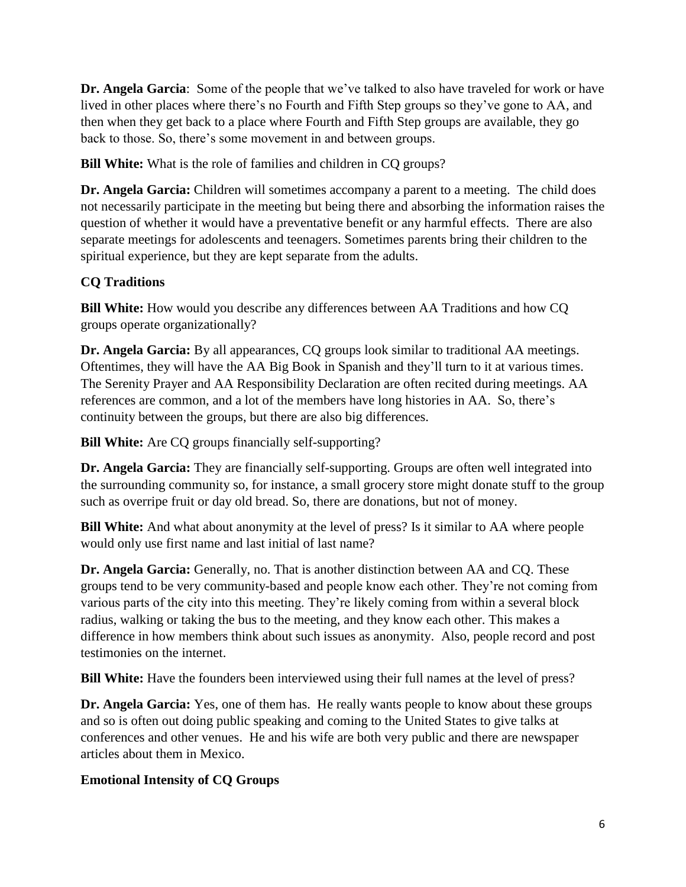**Dr. Angela Garcia**: Some of the people that we've talked to also have traveled for work or have lived in other places where there's no Fourth and Fifth Step groups so they've gone to AA, and then when they get back to a place where Fourth and Fifth Step groups are available, they go back to those. So, there's some movement in and between groups.

**Bill White:** What is the role of families and children in CQ groups?

**Dr. Angela Garcia:** Children will sometimes accompany a parent to a meeting. The child does not necessarily participate in the meeting but being there and absorbing the information raises the question of whether it would have a preventative benefit or any harmful effects. There are also separate meetings for adolescents and teenagers. Sometimes parents bring their children to the spiritual experience, but they are kept separate from the adults.

## CQ Traditions

**Bill White:** How would you describe any differences between AA Traditions and how CQ groups operate organizationally?

**Dr. Angela Garcia:** By all appearances, CQ groups look similar to traditional AA meetings. Oftentimes, they will have the AA Big Book in Spanish and they'll turn to it at various times. The Serenity Prayer and AA Responsibility Declaration are often recited during meetings. AA references are common, and a lot of the members have long histories in AA. So, there's continuity between the groups, but there are also big differences.

**Bill White:** Are CQ groups financially self-supporting?

**Dr. Angela Garcia:** They are financially self-supporting. Groups are often well integrated into the surrounding community so, for instance, a small grocery store might donate stuff to the group such as overripe fruit or day old bread. So, there are donations, but not of money.

**Bill White:** And what about anonymity at the level of press? Is it similar to AA where people would only use first name and last initial of last name?

**Dr. Angela Garcia:** Generally, no. That is another distinction between AA and CQ. These groups tend to be very community-based and people know each other. They're not coming from various parts of the city into this meeting. They're likely coming from within a several block radius, walking or taking the bus to the meeting, and they know each other. This makes a difference in how members think about such issues as anonymity. Also, people record and post testimonies on the internet.

**Bill White:** Have the founders been interviewed using their full names at the level of press?

**Dr. Angela Garcia:** Yes, one of them has. He really wants people to know about these groups and so is often out doing public speaking and coming to the United States to give talks at conferences and other venues. He and his wife are both very public and there are newspaper articles about them in Mexico.

## Emotional Intensity of CQ Groups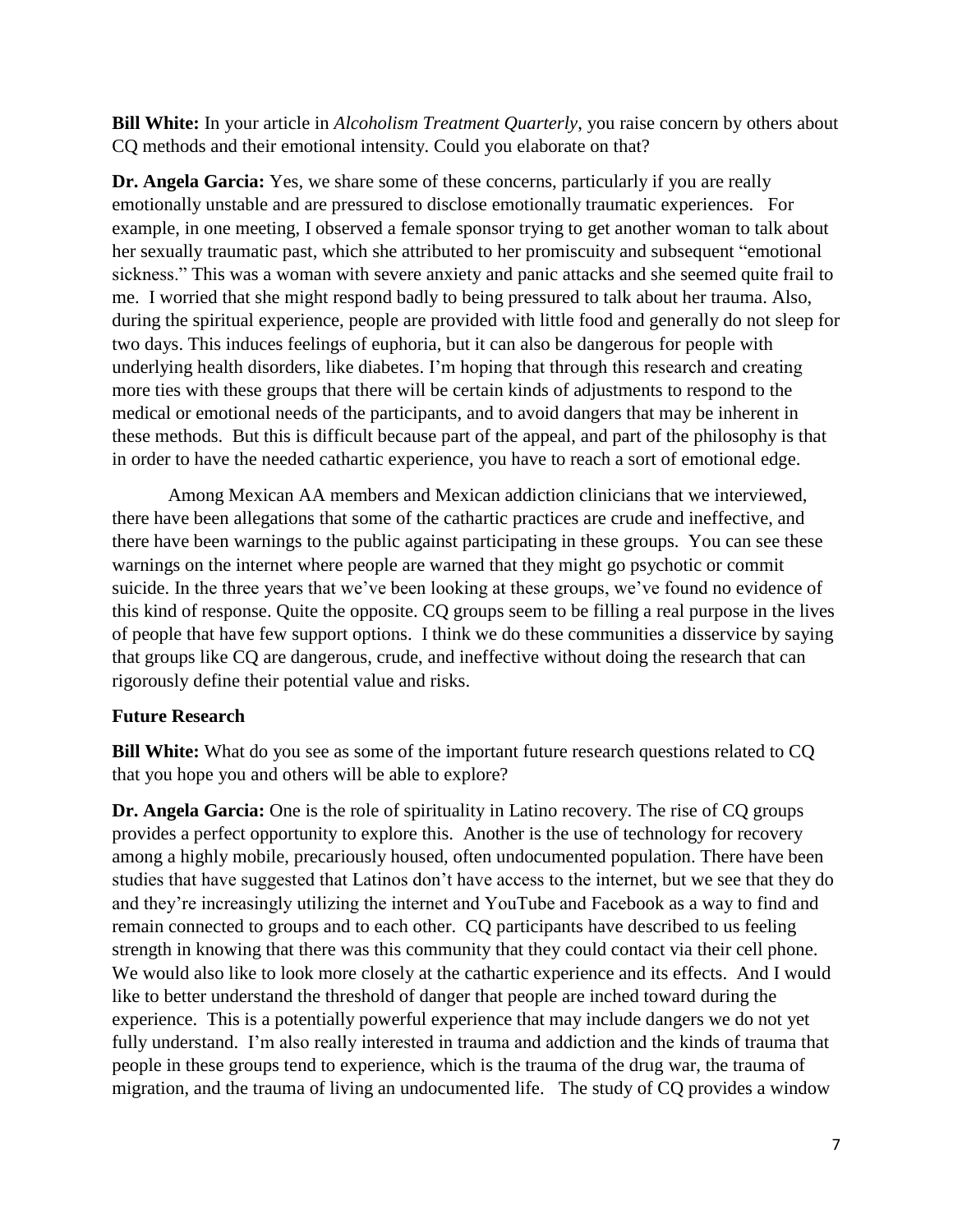**Bill White:** In your article in *Alcoholism Treatment Quarterly*, you raise concern by others about CQ methods and their emotional intensity. Could you elaborate on that?

**Dr. Angela Garcia:** Yes, we share some of these concerns, particularly if you are really emotionally unstable and are pressured to disclose emotionally traumatic experiences. For example, in one meeting, I observed a female sponsor trying to get another woman to talk about her sexually traumatic past, which she attributed to her promiscuity and subsequent "emotional sickness." This was a woman with severe anxiety and panic attacks and she seemed quite frail to me. I worried that she might respond badly to being pressured to talk about her trauma. Also, during the spiritual experience, people are provided with little food and generally do not sleep for two days. This induces feelings of euphoria, but it can also be dangerous for people with underlying health disorders, like diabetes. I'm hoping that through this research and creating more ties with these groups that there will be certain kinds of adjustments to respond to the medical or emotional needs of the participants, and to avoid dangers that may be inherent in these methods. But this is difficult because part of the appeal, and part of the philosophy is that in order to have the needed cathartic experience, you have to reach a sort of emotional edge.

Among Mexican AA members and Mexican addiction clinicians that we interviewed, there have been allegations that some of the cathartic practices are crude and ineffective, and there have been warnings to the public against participating in these groups. You can see these warnings on the internet where people are warned that they might go psychotic or commit suicide. In the three years that we've been looking at these groups, we've found no evidence of this kind of response. Quite the opposite. CQ groups seem to be filling a real purpose in the lives of people that have few support options. I think we do these communities a disservice by saying that groups like CQ are dangerous, crude, and ineffective without doing the research that can rigorously define their potential value and risks.

**Future Research**

**Bill White:** What do you see as some of the important future research questions related to CQ that you hope you and others will be able to explore?

**Dr. Angela Garcia:** One is the role of spirituality in Latino recovery. The rise of CQ groups provides a perfect opportunity to explore this. Another is the use of technology for recovery among a highly mobile, precariously housed, often undocumented population. There have been studies that have suggested that Latinos don't have access to the internet, but we see that they do and they're increasingly utilizing the internet and YouTube and Facebook as a way to find and remain connected to groups and to each other. CQ participants have described to us feeling strength in knowing that there was this community that they could contact via their cell phone. We would also like to look more closely at the cathartic experience and its effects. And I would like to better understand the threshold of danger that people are inched toward during the experience. This is a potentially powerful experience that may include dangers we do not yet fully understand. I'm also really interested in trauma and addiction and the kinds of trauma that people in these groups tend to experience, which is the trauma of the drug war, the trauma of migration, and the trauma of living an undocumented life. The study of CQ provides a window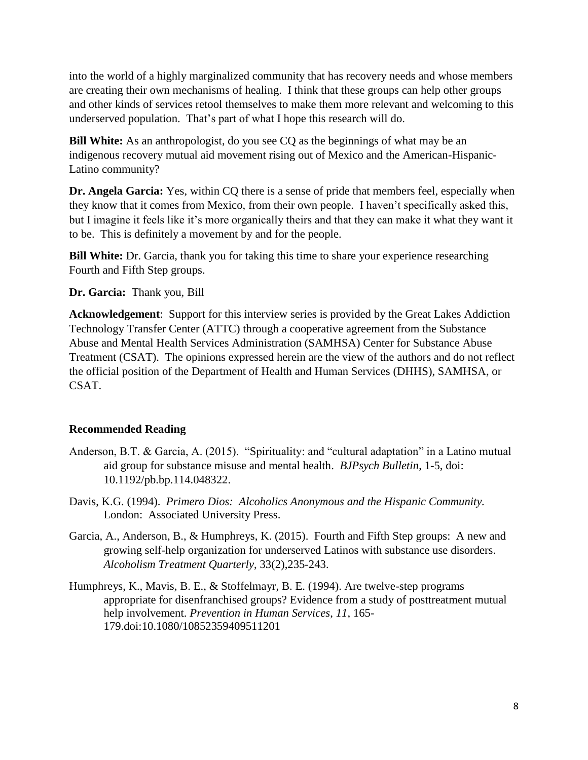into the world of a highly marginalized community that has recovery needs and whose members are creating their own mechanisms of healing. I think that these groups can help other groups and other kinds of services retool themselves to make them more relevant and welcoming to this underserved population. That's part of what I hope this research will do.

**Bill White:** As an anthropologist, do you see CQ as the beginnings of what may be an indigenous recovery mutual aid movement rising out of Mexico and the American-Hispanic-Latino community?

**Dr. Angela Garcia:** Yes, within CQ there is a sense of pride that members feel, especially when they know that it comes from Mexico, from their own people. I haven't specifically asked this, but I imagine it feels like it's more organically theirs and that they can make it what they want it to be. This is definitely a movement by and for the people.

**Bill White:** Dr. Garcia, thank you for taking this time to share your experience researching Fourth and Fifth Step groups.

**Dr. Garcia:** Thank you, Bill

**Acknowledgement**: Support for this interview series is provided by the Great Lakes Addiction Technology Transfer Center (ATTC) through a cooperative agreement from the Substance Abuse and Mental Health Services Administration (SAMHSA) Center for Substance Abuse Treatment (CSAT). The opinions expressed herein are the view of the authors and do not reflect the official position of the Department of Health and Human Services (DHHS), SAMHSA, or CSAT.

## Recommended Reading

Anderson, B.T. & Garcia, A. (2015). "Spirituality: and "cultural adaptation" in a Latino mutual aid group for substance misuse and mental health. *BJPsych Bulletin*, 1-5, doi: 10.1192/pb.bp.114.048322.

Davis, K.G. (1994). *Primero Dios: Alcoholics Anonymous and the Hispanic Community.* London: Associated University Press.

Garcia, A., Anderson, B., & Humphreys, K. (2015). Fourth and Fifth Step groups: A new and growing self-help organization for underserved Latinos with substance use disorders. *Alcoholism Treatment Quarterly*, 33(2),235-243.

Humphreys, K., Mavis, B. E., & Stoffelmayr, B. E. (1994). Are twelve-step programs appropriate for disenfranchised groups? Evidence from a study of posttreatment mutual help involvement. *Prevention in Human Services*, *11*, 165-179.doi:10.1080/10852359409511201